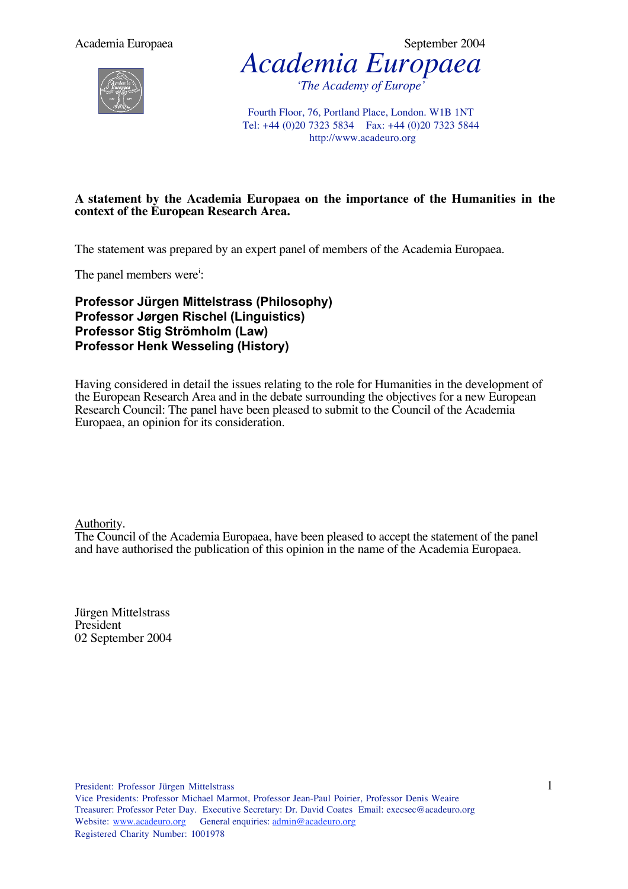# Academia Europaea

*'The Academy of Europe'*

Fourth Floor, 76, Portland Place, London. W1B 1NT
Tel: +44 (0)20 7323 5834 Fax: +44 (0)20 7323 5844
http://www.acadeuro.org

**A statement by the Academia Europaea on the importance of the Humanities in the context of the European Research Area.**

The statement was prepared by an expert panel of members of the Academia Europaea.

The panel members were[i]:

**Professor Jürgen Mittelstrass (Philosophy)**
**Professor Jørgen Rischel (Linguistics)**
**Professor Stig Strömholm (Law)**
**Professor Henk Wesseling (History)**

Having considered in detail the issues relating to the role for Humanities in the development of the European Research Area and in the debate surrounding the objectives for a new European Research Council: The panel have been pleased to submit to the Council of the Academia Europaea, an opinion for its consideration.

Authority.
The Council of the Academia Europaea, have been pleased to accept the statement of the panel and have authorised the publication of this opinion in the name of the Academia Europaea.

Jürgen Mittelstrass
President
02 September 2004

President: Professor Jürgen Mittelstrass
Vice Presidents: Professor Michael Marmot, Professor Jean-Paul Poirier, Professor Denis Weaire
Treasurer: Professor Peter Day. Executive Secretary: Dr. David Coates Email: execsec@acadeuro.org
Website: www.acadeuro.org General enquiries: admin@acadeuro.org
Registered Charity Number: 1001978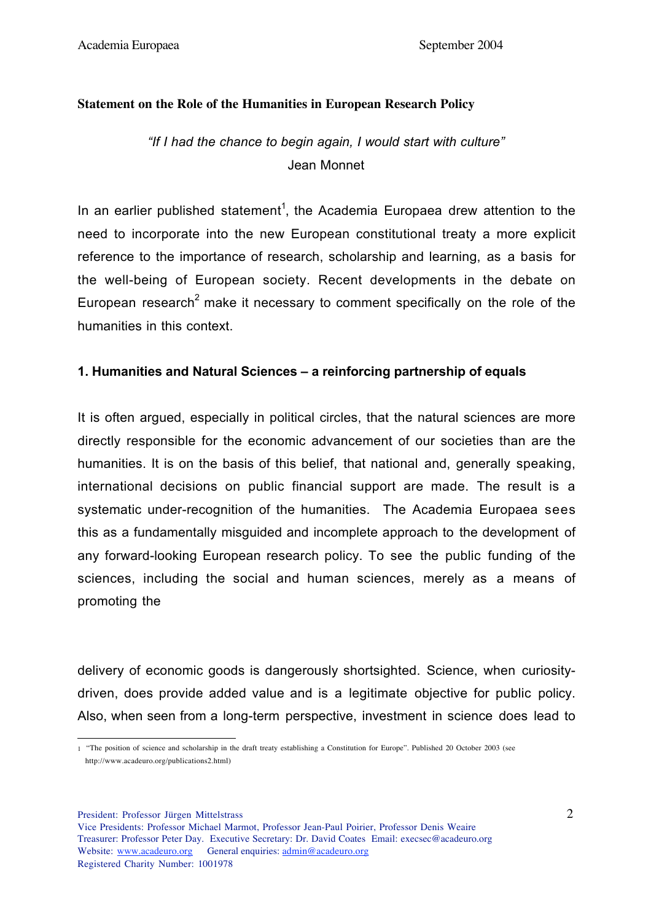**Statement on the Role of the Humanities in European Research Policy**

*"If I had the chance to begin again, I would start with culture"*
Jean Monnet

In an earlier published statement[1], the Academia Europaea drew attention to the need to incorporate into the new European constitutional treaty a more explicit reference to the importance of research, scholarship and learning, as a basis for the well-being of European society. Recent developments in the debate on European research[2] make it necessary to comment specifically on the role of the humanities in this context.

## 1. Humanities and Natural Sciences – a reinforcing partnership of equals

It is often argued, especially in political circles, that the natural sciences are more directly responsible for the economic advancement of our societies than are the humanities. It is on the basis of this belief, that national and, generally speaking, international decisions on public financial support are made. The result is a systematic under-recognition of the humanities. The Academia Europaea sees this as a fundamentally misguided and incomplete approach to the development of any forward-looking European research policy. To see the public funding of the sciences, including the social and human sciences, merely as a means of promoting the delivery of economic goods is dangerously shortsighted. Science, when curiosity-driven, does provide added value and is a legitimate objective for public policy. Also, when seen from a long-term perspective, investment in science does lead to

[1] "The position of science and scholarship in the draft treaty establishing a Constitution for Europe". Published 20 October 2003 (see http://www.acadeuro.org/publications2.html)

President: Professor Jürgen Mittelstrass
Vice Presidents: Professor Michael Marmot, Professor Jean-Paul Poirier, Professor Denis Weaire
Treasurer: Professor Peter Day. Executive Secretary: Dr. David Coates Email: execsec@acadeuro.org
Website: www.acadeuro.org General enquiries: admin@acadeuro.org
Registered Charity Number: 1001978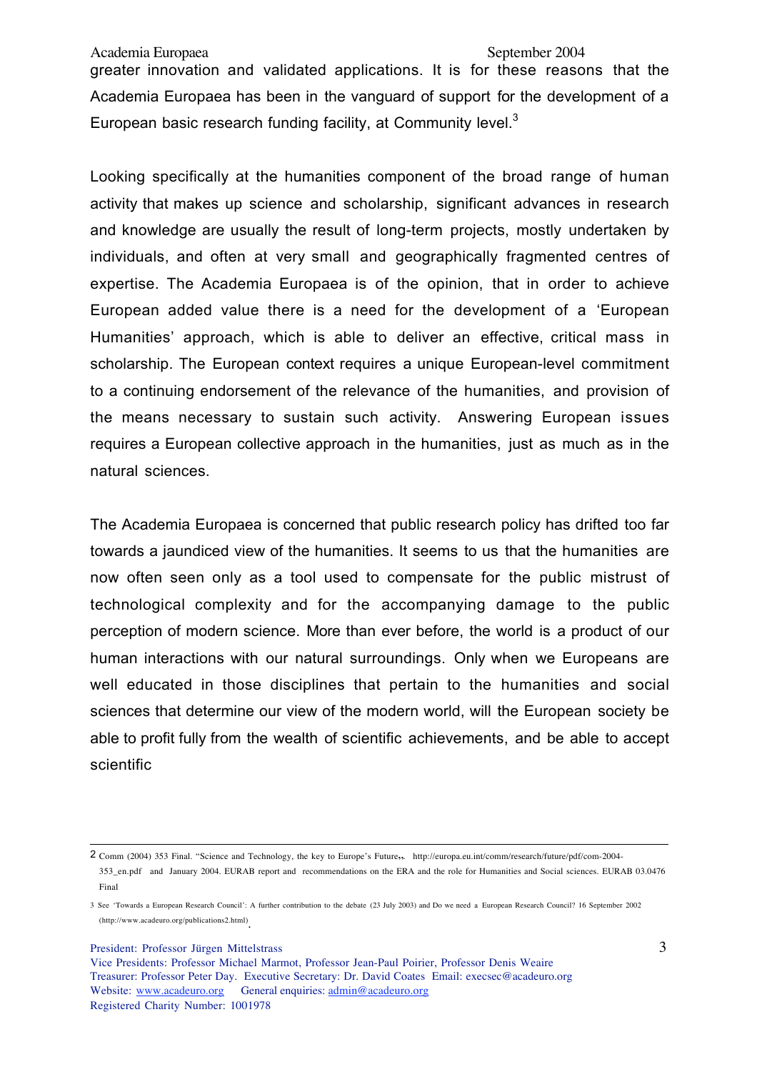greater innovation and validated applications. It is for these reasons that the Academia Europaea has been in the vanguard of support for the development of a European basic research funding facility, at Community level.[3]

Looking specifically at the humanities component of the broad range of human activity that makes up science and scholarship, significant advances in research and knowledge are usually the result of long-term projects, mostly undertaken by individuals, and often at very small and geographically fragmented centres of expertise. The Academia Europaea is of the opinion, that in order to achieve European added value there is a need for the development of a 'European Humanities' approach, which is able to deliver an effective, critical mass in scholarship. The European context requires a unique European-level commitment to a continuing endorsement of the relevance of the humanities, and provision of the means necessary to sustain such activity. Answering European issues requires a European collective approach in the humanities, just as much as in the natural sciences.

The Academia Europaea is concerned that public research policy has drifted too far towards a jaundiced view of the humanities. It seems to us that the humanities are now often seen only as a tool used to compensate for the public mistrust of technological complexity and for the accompanying damage to the public perception of modern science. More than ever before, the world is a product of our human interactions with our natural surroundings. Only when we Europeans are well educated in those disciplines that pertain to the humanities and social sciences that determine our view of the modern world, will the European society be able to profit fully from the wealth of scientific achievements, and be able to accept scientific

---

2 Comm (2004) 353 Final. "Science and Technology, the key to Europe's Future", http://europa.eu.int/comm/research/future/pdf/com-2004-353_en.pdf and January 2004. EURAB report and recommendations on the ERA and the role for Humanities and Social sciences. EURAB 03.0476 Final

3 See 'Towards a European Research Council': A further contribution to the debate (23 July 2003) and Do we need a European Research Council? 16 September 2002 (http://www.acadeuro.org/publications2.html).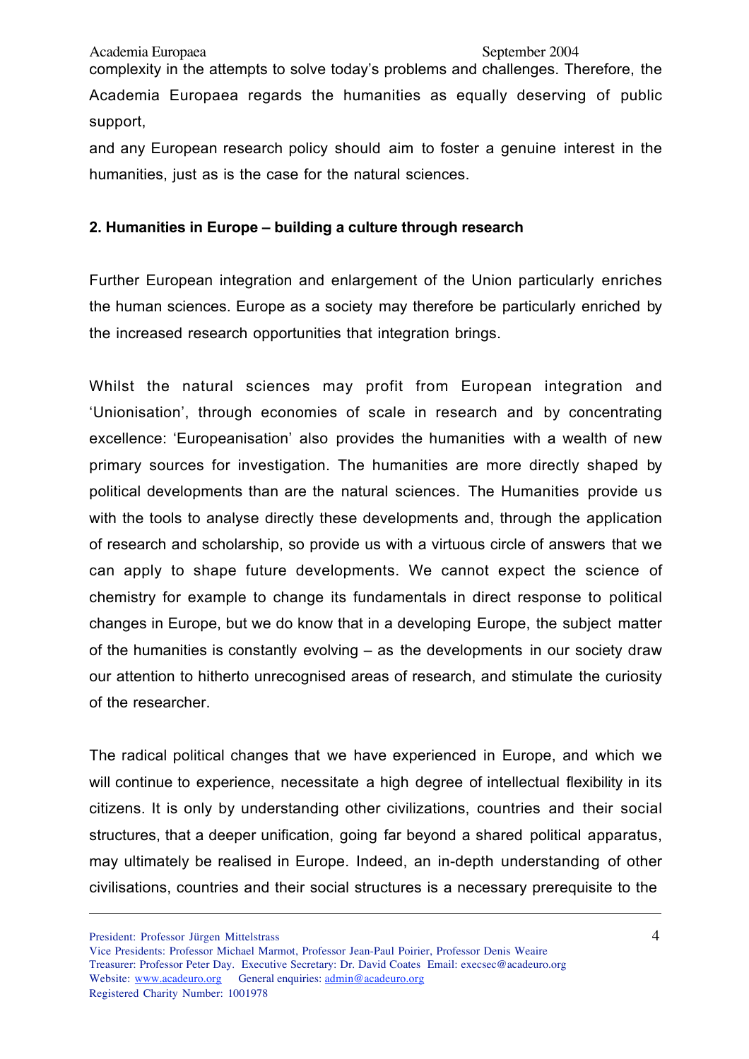complexity in the attempts to solve today's problems and challenges. Therefore, the Academia Europaea regards the humanities as equally deserving of public support,

and any European research policy should aim to foster a genuine interest in the humanities, just as is the case for the natural sciences.

**2. Humanities in Europe – building a culture through research**

Further European integration and enlargement of the Union particularly enriches the human sciences. Europe as a society may therefore be particularly enriched by the increased research opportunities that integration brings.

Whilst the natural sciences may profit from European integration and 'Unionisation', through economies of scale in research and by concentrating excellence: 'Europeanisation' also provides the humanities with a wealth of new primary sources for investigation. The humanities are more directly shaped by political developments than are the natural sciences. The Humanities provide us with the tools to analyse directly these developments and, through the application of research and scholarship, so provide us with a virtuous circle of answers that we can apply to shape future developments. We cannot expect the science of chemistry for example to change its fundamentals in direct response to political changes in Europe, but we do know that in a developing Europe, the subject matter of the humanities is constantly evolving – as the developments in our society draw our attention to hitherto unrecognised areas of research, and stimulate the curiosity of the researcher.

The radical political changes that we have experienced in Europe, and which we will continue to experience, necessitate a high degree of intellectual flexibility in its citizens. It is only by understanding other civilizations, countries and their social structures, that a deeper unification, going far beyond a shared political apparatus, may ultimately be realised in Europe. Indeed, an in-depth understanding of other civilisations, countries and their social structures is a necessary prerequisite to the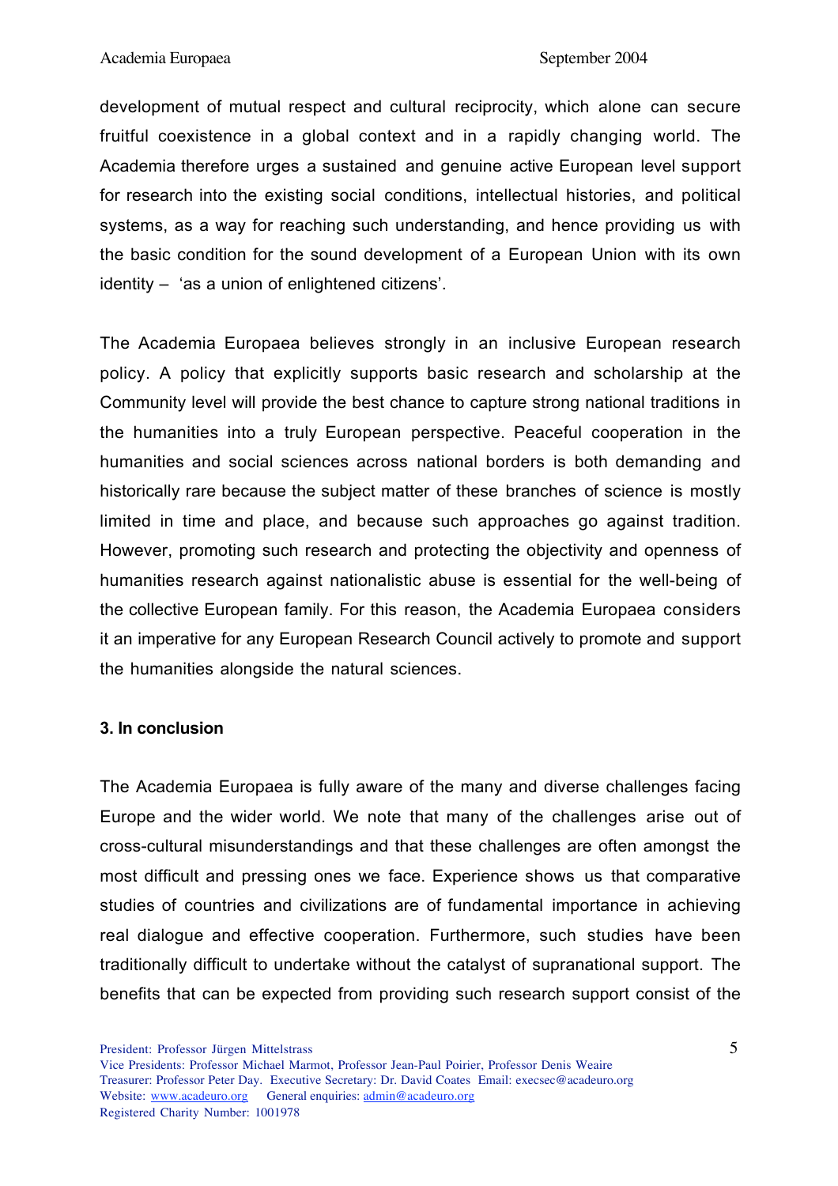development of mutual respect and cultural reciprocity, which alone can secure fruitful coexistence in a global context and in a rapidly changing world. The Academia therefore urges a sustained and genuine active European level support for research into the existing social conditions, intellectual histories, and political systems, as a way for reaching such understanding, and hence providing us with the basic condition for the sound development of a European Union with its own identity – 'as a union of enlightened citizens'.

The Academia Europaea believes strongly in an inclusive European research policy. A policy that explicitly supports basic research and scholarship at the Community level will provide the best chance to capture strong national traditions in the humanities into a truly European perspective. Peaceful cooperation in the humanities and social sciences across national borders is both demanding and historically rare because the subject matter of these branches of science is mostly limited in time and place, and because such approaches go against tradition. However, promoting such research and protecting the objectivity and openness of humanities research against nationalistic abuse is essential for the well-being of the collective European family. For this reason, the Academia Europaea considers it an imperative for any European Research Council actively to promote and support the humanities alongside the natural sciences.

### 3. In conclusion

The Academia Europaea is fully aware of the many and diverse challenges facing Europe and the wider world. We note that many of the challenges arise out of cross-cultural misunderstandings and that these challenges are often amongst the most difficult and pressing ones we face. Experience shows us that comparative studies of countries and civilizations are of fundamental importance in achieving real dialogue and effective cooperation. Furthermore, such studies have been traditionally difficult to undertake without the catalyst of supranational support. The benefits that can be expected from providing such research support consist of the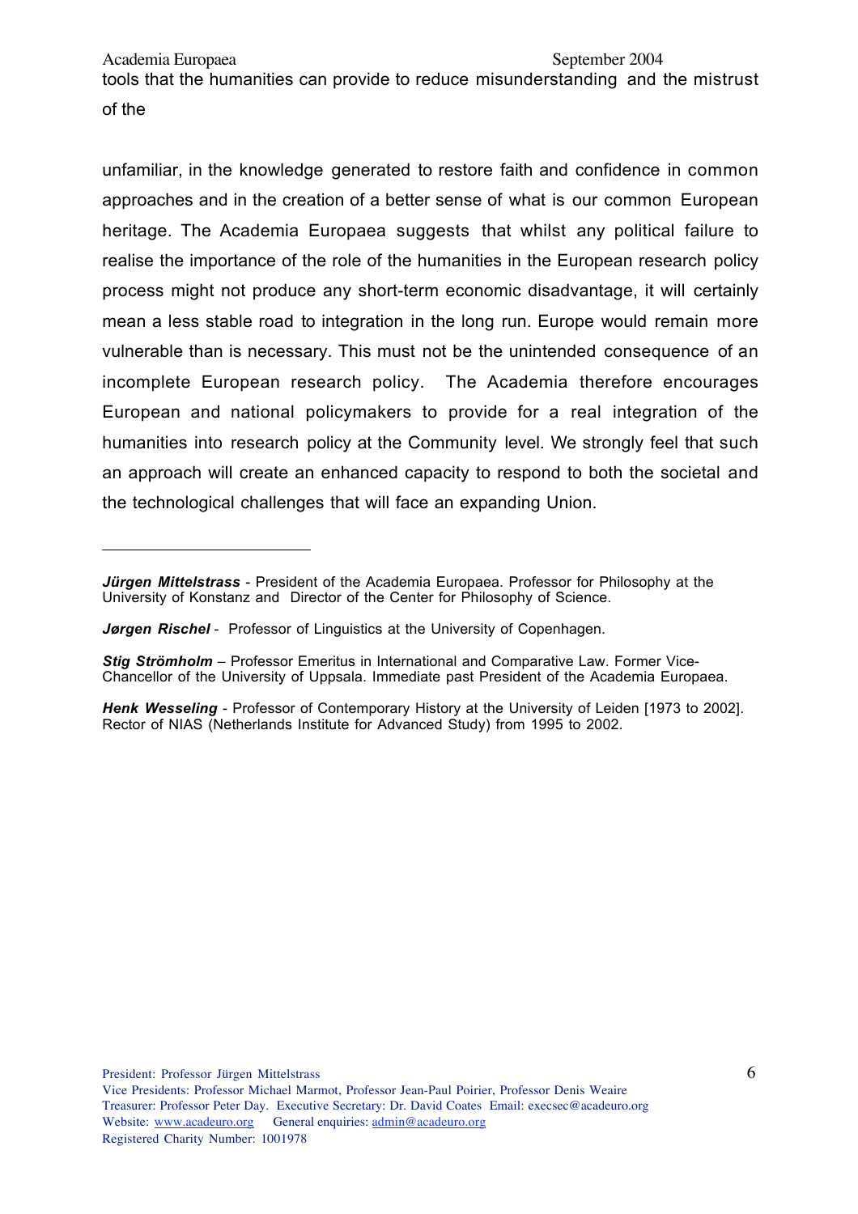tools that the humanities can provide to reduce misunderstanding and the mistrust of the

unfamiliar, in the knowledge generated to restore faith and confidence in common approaches and in the creation of a better sense of what is our common European heritage. The Academia Europaea suggests that whilst any political failure to realise the importance of the role of the humanities in the European research policy process might not produce any short-term economic disadvantage, it will certainly mean a less stable road to integration in the long run. Europe would remain more vulnerable than is necessary. This must not be the unintended consequence of an incomplete European research policy. The Academia therefore encourages European and national policymakers to provide for a real integration of the humanities into research policy at the Community level. We strongly feel that such an approach will create an enhanced capacity to respond to both the societal and the technological challenges that will face an expanding Union.

---

***Jürgen Mittelstrass*** - President of the Academia Europaea. Professor for Philosophy at the University of Konstanz and Director of the Center for Philosophy of Science.

***Jørgen Rischel*** - Professor of Linguistics at the University of Copenhagen.

***Stig Strömholm*** – Professor Emeritus in International and Comparative Law. Former Vice-Chancellor of the University of Uppsala. Immediate past President of the Academia Europaea.

***Henk Wesseling*** - Professor of Contemporary History at the University of Leiden [1973 to 2002]. Rector of NIAS (Netherlands Institute for Advanced Study) from 1995 to 2002.